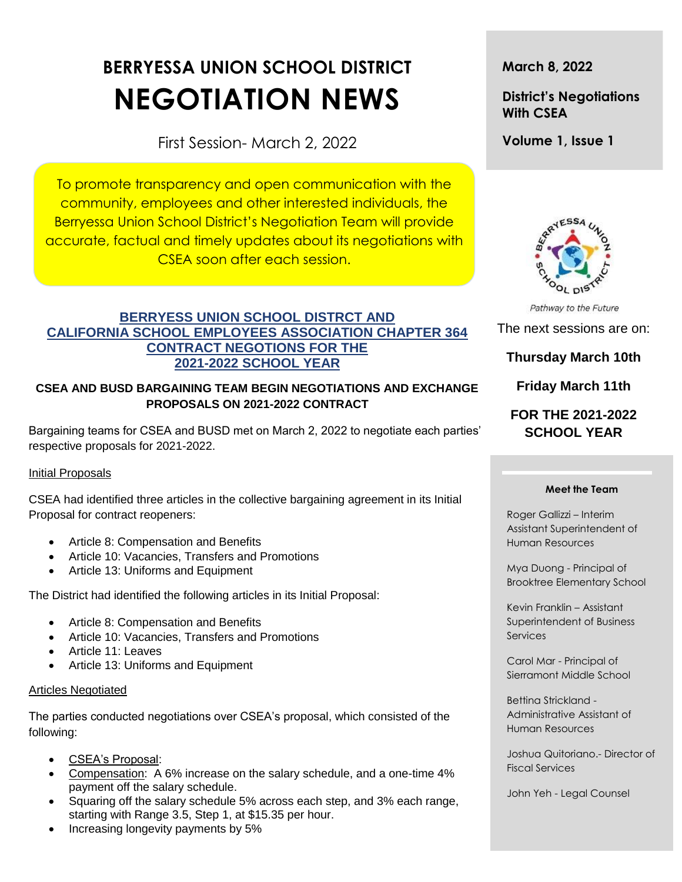# BERRYESSA UNION SCHOOL DISTRICT

# NEGOTIATION NEWS

First Session- March 2, 2022

To promote transparency and open communication with the community, employees and other interested individuals, the Berryessa Union School District's Negotiation Team will provide accurate, factual and timely updates about its negotiations with CSEA soon after each session.

**March 8, 2022**

**District's Negotiations With CSEA**

**Volume 1, Issue 1**

*Pathway to the Future*

The next sessions are on:

**Thursday March 10th**

**Friday March 11th**

**FOR THE 2021-2022 SCHOOL YEAR**

## BERRYESS UNION SCHOOL DISTRCT AND CALIFORNIA SCHOOL EMPLOYEES ASSOCIATION CHAPTER 364 CONTRACT NEGOTIONS FOR THE 2021-2022 SCHOOL YEAR

### CSEA AND BUSD BARGAINING TEAM BEGIN NEGOTIATIONS AND EXCHANGE PROPOSALS ON 2021-2022 CONTRACT

Bargaining teams for CSEA and BUSD met on March 2, 2022 to negotiate each parties' respective proposals for 2021-2022.

Initial Proposals

CSEA had identified three articles in the collective bargaining agreement in its Initial Proposal for contract reopeners:

- Article 8: Compensation and Benefits
- Article 10: Vacancies, Transfers and Promotions
- Article 13: Uniforms and Equipment

The District had identified the following articles in its Initial Proposal:

- Article 8: Compensation and Benefits
- Article 10: Vacancies, Transfers and Promotions
- Article 11: Leaves
- Article 13: Uniforms and Equipment

Articles Negotiated

The parties conducted negotiations over CSEA's proposal, which consisted of the following:

- CSEA's Proposal:
- Compensation: A 6% increase on the salary schedule, and a one-time 4% payment off the salary schedule.
- Squaring off the salary schedule 5% across each step, and 3% each range, starting with Range 3.5, Step 1, at $15.35 per hour.
- Increasing longevity payments by 5%

**Meet the Team**

Roger Gallizzi – Interim Assistant Superintendent of Human Resources

Mya Duong - Principal of Brooktree Elementary School

Kevin Franklin – Assistant Superintendent of Business Services

Carol Mar - Principal of Sierramont Middle School

Bettina Strickland - Administrative Assistant of Human Resources

Joshua Quitoriano.- Director of Fiscal Services

John Yeh - Legal Counsel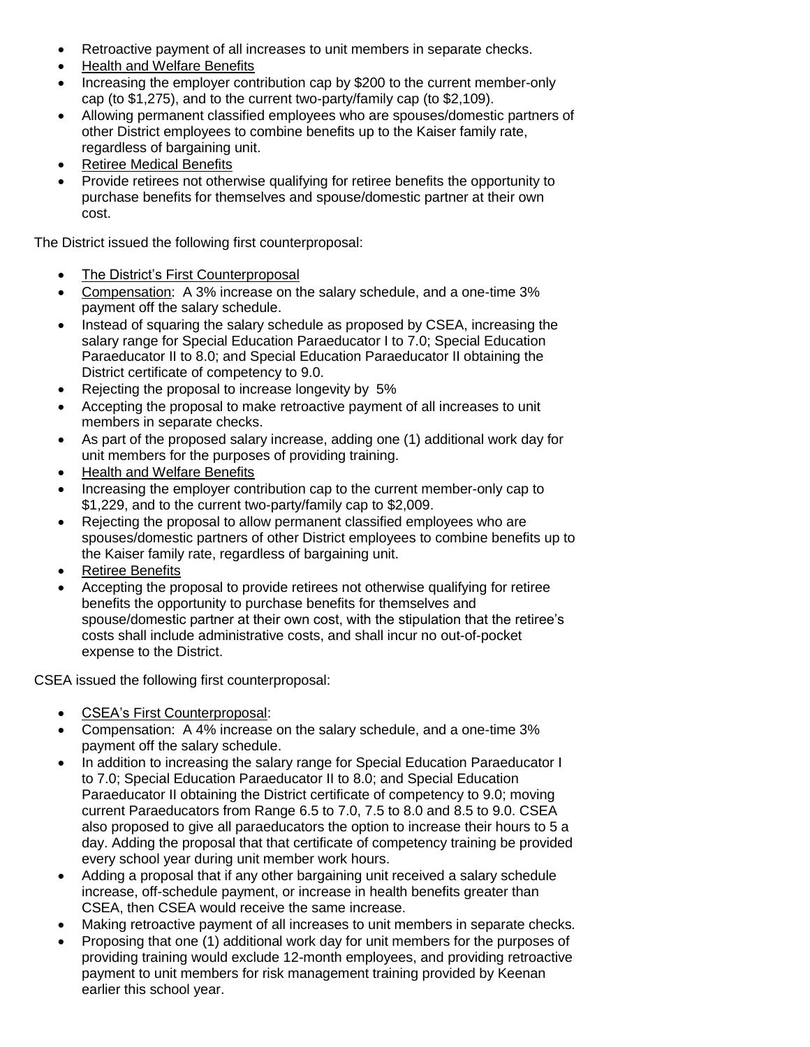- Retroactive payment of all increases to unit members in separate checks.
- Health and Welfare Benefits
- Increasing the employer contribution cap by $200 to the current member-only cap (to $1,275), and to the current two-party/family cap (to $2,109).
- Allowing permanent classified employees who are spouses/domestic partners of other District employees to combine benefits up to the Kaiser family rate, regardless of bargaining unit.
- Retiree Medical Benefits
- Provide retirees not otherwise qualifying for retiree benefits the opportunity to purchase benefits for themselves and spouse/domestic partner at their own cost.

The District issued the following first counterproposal:

- The District's First Counterproposal
- Compensation: A 3% increase on the salary schedule, and a one-time 3% payment off the salary schedule.
- Instead of squaring the salary schedule as proposed by CSEA, increasing the salary range for Special Education Paraeducator I to 7.0; Special Education Paraeducator II to 8.0; and Special Education Paraeducator II obtaining the District certificate of competency to 9.0.
- Rejecting the proposal to increase longevity by 5%
- Accepting the proposal to make retroactive payment of all increases to unit members in separate checks.
- As part of the proposed salary increase, adding one (1) additional work day for unit members for the purposes of providing training.
- Health and Welfare Benefits
- Increasing the employer contribution cap to the current member-only cap to $1,229, and to the current two-party/family cap to $2,009.
- Rejecting the proposal to allow permanent classified employees who are spouses/domestic partners of other District employees to combine benefits up to the Kaiser family rate, regardless of bargaining unit.
- Retiree Benefits
- Accepting the proposal to provide retirees not otherwise qualifying for retiree benefits the opportunity to purchase benefits for themselves and spouse/domestic partner at their own cost, with the stipulation that the retiree's costs shall include administrative costs, and shall incur no out-of-pocket expense to the District.

CSEA issued the following first counterproposal:

- CSEA's First Counterproposal:
- Compensation: A 4% increase on the salary schedule, and a one-time 3% payment off the salary schedule.
- In addition to increasing the salary range for Special Education Paraeducator I to 7.0; Special Education Paraeducator II to 8.0; and Special Education Paraeducator II obtaining the District certificate of competency to 9.0; moving current Paraeducators from Range 6.5 to 7.0, 7.5 to 8.0 and 8.5 to 9.0. CSEA also proposed to give all paraeducators the option to increase their hours to 5 a day. Adding the proposal that that certificate of competency training be provided every school year during unit member work hours.
- Adding a proposal that if any other bargaining unit received a salary schedule increase, off-schedule payment, or increase in health benefits greater than CSEA, then CSEA would receive the same increase.
- Making retroactive payment of all increases to unit members in separate checks.
- Proposing that one (1) additional work day for unit members for the purposes of providing training would exclude 12-month employees, and providing retroactive payment to unit members for risk management training provided by Keenan earlier this school year.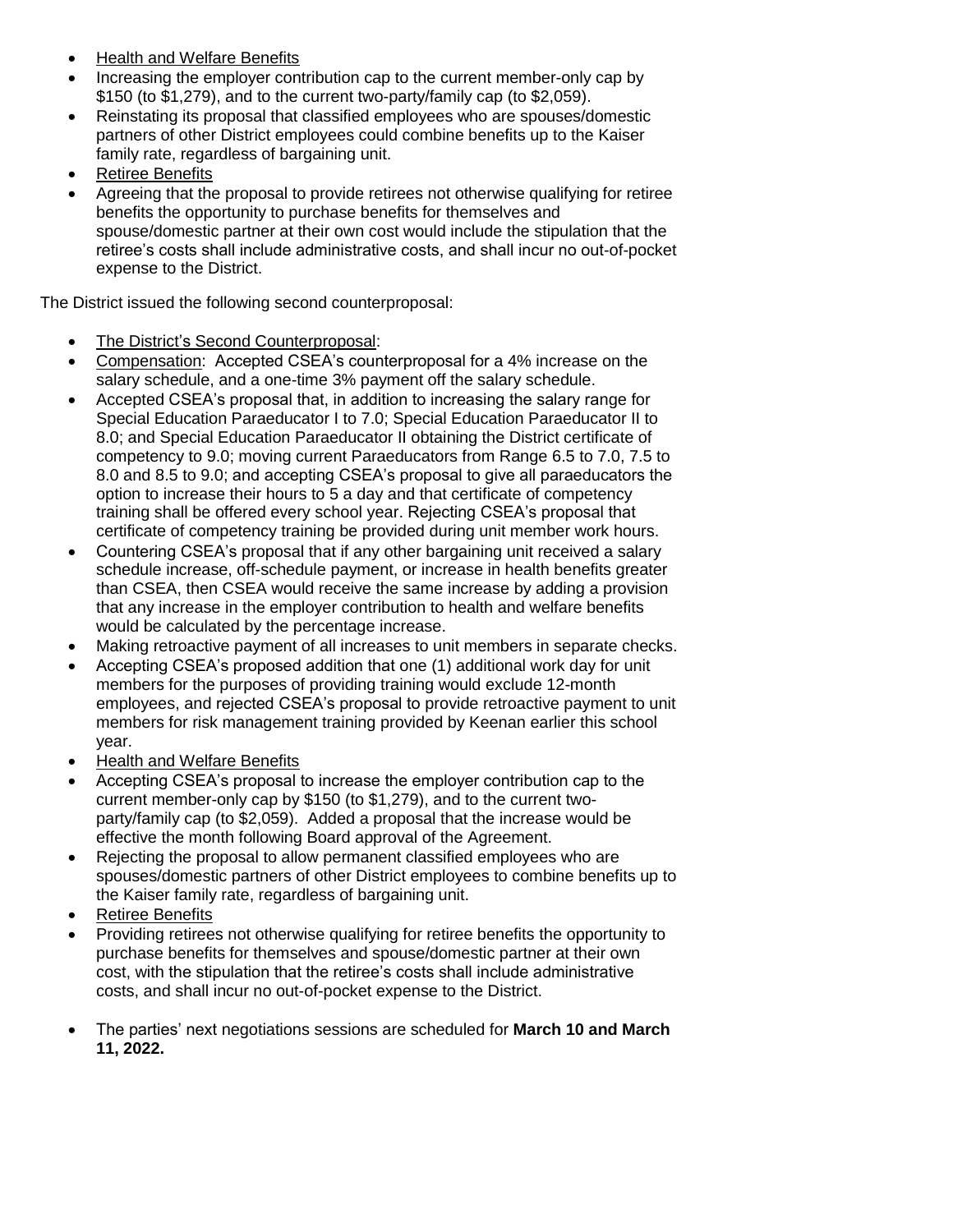- Health and Welfare Benefits
- Increasing the employer contribution cap to the current member-only cap by $150 (to $1,279), and to the current two-party/family cap (to $2,059).
- Reinstating its proposal that classified employees who are spouses/domestic partners of other District employees could combine benefits up to the Kaiser family rate, regardless of bargaining unit.
- Retiree Benefits
- Agreeing that the proposal to provide retirees not otherwise qualifying for retiree benefits the opportunity to purchase benefits for themselves and spouse/domestic partner at their own cost would include the stipulation that the retiree's costs shall include administrative costs, and shall incur no out-of-pocket expense to the District.

The District issued the following second counterproposal:

- The District's Second Counterproposal:
- Compensation: Accepted CSEA's counterproposal for a 4% increase on the salary schedule, and a one-time 3% payment off the salary schedule.
- Accepted CSEA's proposal that, in addition to increasing the salary range for Special Education Paraeducator I to 7.0; Special Education Paraeducator II to 8.0; and Special Education Paraeducator II obtaining the District certificate of competency to 9.0; moving current Paraeducators from Range 6.5 to 7.0, 7.5 to 8.0 and 8.5 to 9.0; and accepting CSEA's proposal to give all paraeducators the option to increase their hours to 5 a day and that certificate of competency training shall be offered every school year. Rejecting CSEA's proposal that certificate of competency training be provided during unit member work hours.
- Countering CSEA's proposal that if any other bargaining unit received a salary schedule increase, off-schedule payment, or increase in health benefits greater than CSEA, then CSEA would receive the same increase by adding a provision that any increase in the employer contribution to health and welfare benefits would be calculated by the percentage increase.
- Making retroactive payment of all increases to unit members in separate checks.
- Accepting CSEA's proposed addition that one (1) additional work day for unit members for the purposes of providing training would exclude 12-month employees, and rejected CSEA's proposal to provide retroactive payment to unit members for risk management training provided by Keenan earlier this school year.
- Health and Welfare Benefits
- Accepting CSEA's proposal to increase the employer contribution cap to the current member-only cap by $150 (to $1,279), and to the current two-party/family cap (to $2,059). Added a proposal that the increase would be effective the month following Board approval of the Agreement.
- Rejecting the proposal to allow permanent classified employees who are spouses/domestic partners of other District employees to combine benefits up to the Kaiser family rate, regardless of bargaining unit.
- Retiree Benefits
- Providing retirees not otherwise qualifying for retiree benefits the opportunity to purchase benefits for themselves and spouse/domestic partner at their own cost, with the stipulation that the retiree's costs shall include administrative costs, and shall incur no out-of-pocket expense to the District.

- The parties' next negotiations sessions are scheduled for **March 10 and March 11, 2022.**